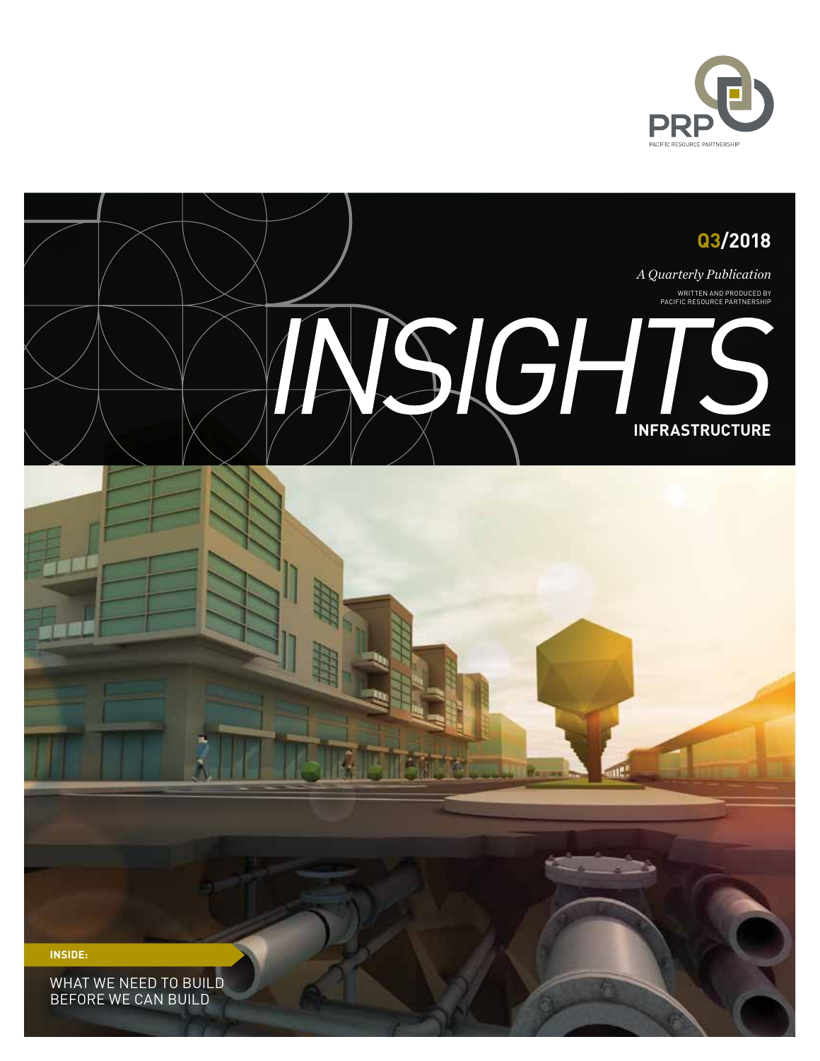PRP

PACIFIC RESOURCE PARTNERSHIP

**Q3/2018**

*A Quarterly Publication*

WRITTEN AND PRODUCED BY PACIFIC RESOURCE PARTNERSHIP

# INSIGHTS

## INFRASTRUCTURE

**INSIDE:**

WHAT WE NEED TO BUILD BEFORE WE CAN BUILD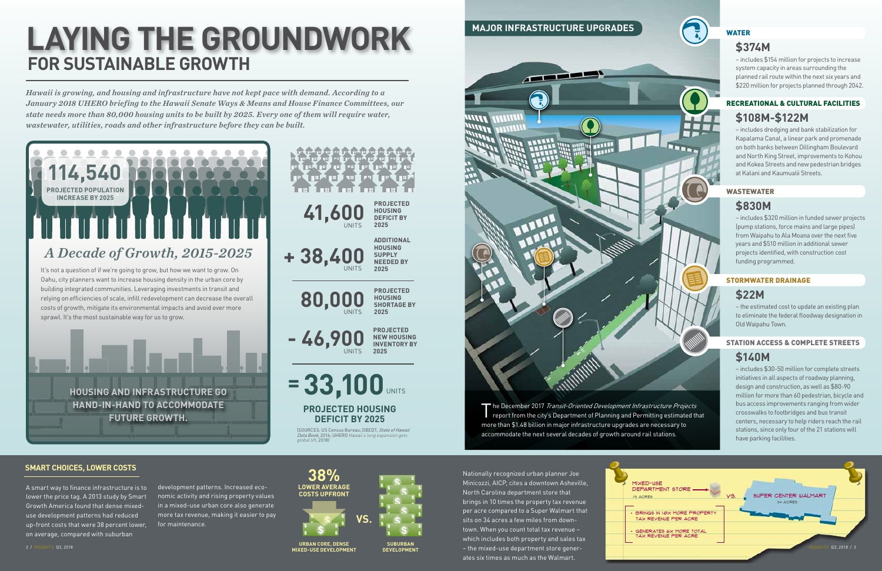# LAYING THE GROUNDWORK

## FOR SUSTAINABLE GROWTH

*Hawaii is growing, and housing and infrastructure have not kept pace with demand. According to a January 2018 UHERO briefing to the Hawaii Senate Ways & Means and House Finance Committees, our state needs more than 80,000 housing units to be built by 2025. Every one of them will require water, wastewater, utilities, roads and other infrastructure before they can be built.*

**114,540**
**PROJECTED POPULATION INCREASE BY 2025**

### *A Decade of Growth, 2015-2025*

It's not a question of if we're going to grow, but how we want to grow. On Oahu, city planners want to increase housing density in the urban core by building integrated communities. Leveraging investments in transit and relying on efficiencies of scale, infill redevelopment can decrease the overall costs of growth, mitigate its environmental impacts and avoid ever more sprawl. It's the most sustainable way for us to grow.

**HOUSING AND INFRASTRUCTURE GO HAND-IN-HAND TO ACCOMMODATE FUTURE GROWTH.**

| | | |
|---|---|---|
| | **41,600** UNITS | **PROJECTED HOUSING DEFICIT BY 2025** |
| + | **38,400** UNITS | **ADDITIONAL HOUSING SUPPLY NEEDED BY 2025** |
| | **80,000** UNITS | **PROJECTED HOUSING SHORTAGE BY 2025** |
| - | **46,900** UNITS | **PROJECTED NEW HOUSING INVENTORY BY 2025** |
| = | **33,100** UNITS | **PROJECTED HOUSING DEFICIT BY 2025** |

(SOURCES: US Census Bureau; DBEDT, *State of Hawaii Data Book*, 2016; UHERO *Hawaii's long expansion gets global lift*, 2018)

## MAJOR INFRASTRUCTURE UPGRADES

The December 2017 *Transit-Oriented Development Infrastructure Projects* report from the city's Department of Planning and Permitting estimated that more than $1.48 billion in major infrastructure upgrades are necessary to accommodate the next several decades of growth around rail stations.

### WATER
**$374M**
– includes $154 million for projects to increase system capacity in areas surrounding the planned rail route within the next six years and $220 million for projects planned through 2042.

### RECREATIONAL & CULTURAL FACILITIES
**$108M-$122M**
– includes dredging and bank stabilization for Kapalama Canal, a linear park and promenade on both banks between Dillingham Boulevard and North King Street, improvements to Kohou and Kokea Streets and new pedestrian bridges at Kalani and Kaumualii Streets.

### WASTEWATER
**$830M**
– includes $320 million in funded sewer projects (pump stations, force mains and large pipes) from Waipahu to Ala Moana over the next five years and $510 million in additional sewer projects identified, with construction cost funding programmed.

### STORMWATER DRAINAGE
**$22M**
– the estimated cost to update an existing plan to eliminate the federal floodway designation in Old Waipahu Town.

### STATION ACCESS & COMPLETE STREETS
**$140M**
– includes $30-50 million for complete streets initiatives in all aspects of roadway planning, design and construction, as well as $80-90 million for more than 60 pedestrian, bicycle and bus access improvements ranging from wider crosswalks to footbridges and bus transit centers, necessary to help riders reach the rail stations, since only four of the 21 stations will have parking facilities.

## SMART CHOICES, LOWER COSTS

A smart way to finance infrastructure is to lower the price tag. A 2013 study by Smart Growth America found that dense mixed-use development patterns had reduced up-front costs that were 38 percent lower, on average, compared with suburban development patterns. Increased economic activity and rising property values in a mixed-use urban core also generate more tax revenue, making it easier to pay for maintenance.

**38%** **LOWER AVERAGE COSTS UPFRONT**

**URBAN CORE, DENSE MIXED-USE DEVELOPMENT** VS. **SUBURBAN DEVELOPMENT**

Nationally recognized urban planner Joe Minicozzi, AICP, cites a downtown Asheville, North Carolina department store that brings in 10 times the property tax revenue per acre compared to a Super Walmart that sits on 34 acres a few miles from downtown. When you count total tax revenue – which includes both property and sales tax – the mixed-use department store generates six times as much as the Walmart.

MIXED-USE DEPARTMENT STORE – .15 ACRES VS. SUPER CENTER WALMART – 34 ACRES

- BRINGS IN 10X MORE PROPERTY TAX REVENUE PER ACRE
- GENERATES 6X MORE TOTAL TAX REVENUE PER ACRE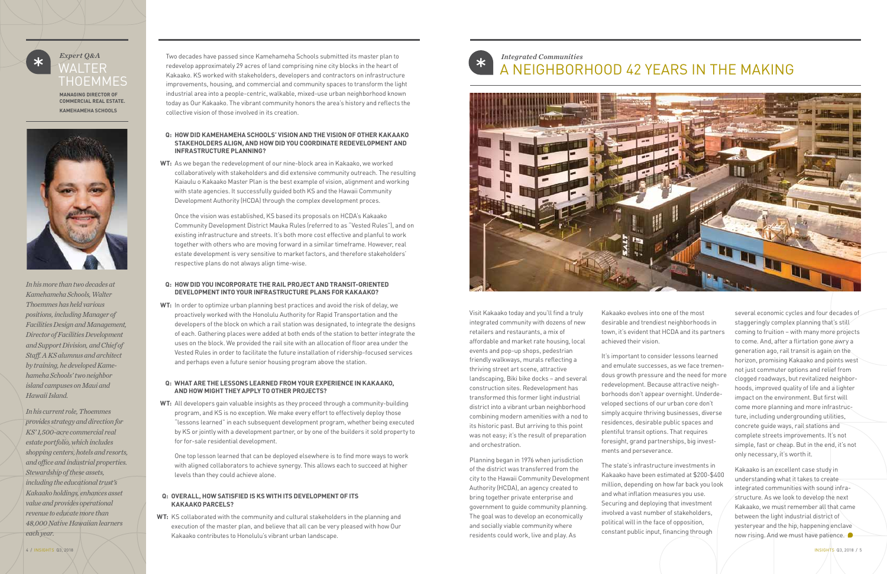## *Expert Q&A*

# WALTER THOEMMES

**MANAGING DIRECTOR OF COMMERCIAL REAL ESTATE. KAMEHAMEHA SCHOOLS**

*In his more than two decades at Kamehameha Schools, Walter Thoemmes has held various positions, including Manager of Facilities Design and Management, Director of Facilities Development and Support Division, and Chief of Staff. A KS alumnus and architect by training, he developed Kamehameha Schools' two neighbor island campuses on Maui and Hawaii Island.*

*In his current role, Thoemmes provides strategy and direction for KS' 1,500-acre commercial real estate portfolio, which includes shopping centers, hotels and resorts, and office and industrial properties. Stewardship of these assets, including the educational trust's Kakaako holdings, enhances asset value and provides operational revenue to educate more than 48,000 Native Hawaiian learners each year.*

Two decades have passed since Kamehameha Schools submitted its master plan to redevelop approximately 29 acres of land comprising nine city blocks in the heart of Kakaako. KS worked with stakeholders, developers and contractors on infrastructure improvements, housing, and commercial and community spaces to transform the light industrial area into a people-centric, walkable, mixed-use urban neighborhood known today as Our Kakaako. The vibrant community honors the area's history and reflects the collective vision of those involved in its creation.

**Q: HOW DID KAMEHAMEHA SCHOOLS' VISION AND THE VISION OF OTHER KAKAAKO STAKEHOLDERS ALIGN, AND HOW DID YOU COORDINATE REDEVELOPMENT AND INFRASTRUCTURE PLANNING?**

**WT:** As we began the redevelopment of our nine-block area in Kakaako, we worked collaboratively with stakeholders and did extensive community outreach. The resulting Kaiaulu o Kakaako Master Plan is the best example of vision, alignment and working with state agencies. It successfully guided both KS and the Hawaii Community Development Authority (HCDA) through the complex development process.

Once the vision was established, KS based its proposals on HCDA's Kakaako Community Development District Mauka Rules (referred to as "Vested Rules"), and on existing infrastructure and streets. It's both more cost effective and planful to work together with others who are moving forward in a similar timeframe. However, real estate development is very sensitive to market factors, and therefore stakeholders' respective plans do not always align time-wise.

**Q: HOW DID YOU INCORPORATE THE RAIL PROJECT AND TRANSIT-ORIENTED DEVELOPMENT INTO YOUR INFRASTRUCTURE PLANS FOR KAKAAKO?**

**WT:** In order to optimize urban planning best practices and avoid the risk of delay, we proactively worked with the Honolulu Authority for Rapid Transportation and the developers of the block on which a rail station was designated, to integrate the designs of each. Gathering places were added at both ends of the station to better integrate the uses on the block. We provided the rail site with an allocation of floor area under the Vested Rules in order to facilitate the future installation of ridership-focused services and perhaps even a future senior housing program above the station.

**Q: WHAT ARE THE LESSONS LEARNED FROM YOUR EXPERIENCE IN KAKAAKO, AND HOW MIGHT THEY APPLY TO OTHER PROJECTS?**

**WT:** All developers gain valuable insights as they proceed through a community-building program, and KS is no exception. We make every effort to effectively deploy those "lessons learned" in each subsequent development program, whether being executed by KS or jointly with a development partner, or by one of the builders it sold property to for for-sale residential development.

One top lesson learned that can be deployed elsewhere is to find more ways to work with aligned collaborators to achieve synergy. This allows each to succeed at higher levels than they could achieve alone.

**Q: OVERALL, HOW SATISFIED IS KS WITH ITS DEVELOPMENT OF ITS KAKAAKO PARCELS?**

**WT:** KS collaborated with the community and cultural stakeholders in the planning and execution of the master plan, and believe that all can be very pleased with how Our Kakaako contributes to Honolulu's vibrant urban landscape.

## *Integrated Communities*

# A NEIGHBORHOOD 42 YEARS IN THE MAKING

Visit Kakaako today and you'll find a truly integrated community with dozens of new retailers and restaurants, a mix of affordable and market rate housing, local events and pop-up shops, pedestrian friendly walkways, murals reflecting a thriving street art scene, attractive landscaping, Biki bike docks – and several construction sites. Redevelopment has transformed this former light industrial district into a vibrant urban neighborhood combining modern amenities with a nod to its historic past. But arriving to this point was not easy; it's the result of preparation and orchestration.

Planning began in 1976 when jurisdiction of the district was transferred from the city to the Hawaii Community Development Authority (HCDA), an agency created to bring together private enterprise and government to guide community planning. The goal was to develop an economically and socially viable community where residents could work, live and play. As Kakaako evolves into one of the most desirable and trendiest neighborhoods in town, it's evident that HCDA and its partners achieved their vision.

It's important to consider lessons learned and emulate successes, as we face tremendous growth pressure and the need for more redevelopment. Because attractive neighborhoods don't appear overnight. Underdeveloped sections of our urban core don't simply acquire thriving businesses, diverse residences, desirable public spaces and plentiful transit options. That requires foresight, grand partnerships, big investments and perseverance.

The state's infrastructure investments in Kakaako have been estimated at $200-$400 million, depending on how far back you look and what inflation measures you use. Securing and deploying that investment involved a vast number of stakeholders, political will in the face of opposition, constant public input, financing through several economic cycles and four decades of staggeringly complex planning that's still coming to fruition – with many more projects to come. And, after a flirtation gone awry a generation ago, rail transit is again on the horizon, promising Kakaako and points west not just commuter options and relief from clogged roadways, but revitalized neighborhoods, improved quality of life and a lighter impact on the environment. But first will come more planning and more infrastructure, including undergrounding utilities, concrete guide ways, rail stations and complete streets improvements. It's not simple, fast or cheap. But in the end, it's not only necessary, it's worth it.

Kakaako is an excellent case study in understanding what it takes to create integrated communities with sound infrastructure. As we look to develop the next Kakaako, we must remember all that came between the light industrial district of yesteryear and the hip, happening enclave now rising. And we must have patience.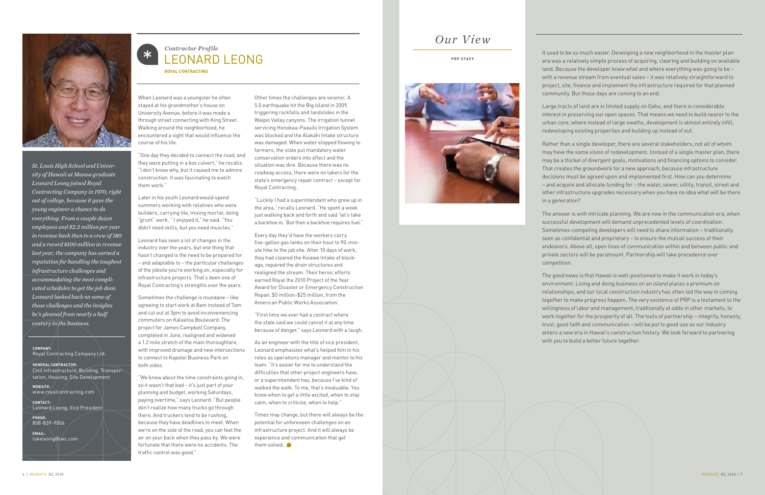## *Contractor Profile*

# LEONARD LEONG

**ROYAL CONTRACTING**

*St. Louis High School and University of Hawaii at Manoa graduate Leonard Leong joined Royal Contracting Company in 1970, right out of college, because it gave the young engineer a chance to do everything. From a couple dozen employees and $2.5 million per year in revenue back then to a crew of 180 and a record $100 million in revenue last year, the company has earned a reputation for handling the toughest infrastructure challenges and accommodating the most complicated schedules to get the job done. Leonard looked back on some of those challenges and the insights he's gleaned from nearly a half century in the business.*

**COMPANY:**
Royal Contracting Company Ltd.

**GENERAL CONTRACTOR:**
Civil Infrastructure, Building, Transportation, Housing, Site Development

**WEBSITE:**
www.royalcontracting.com

**CONTACT:**
Leonard Leong, Vice President

**PHONE:**
808-839-9006

**EMAIL:**
lokeleong@twc.com

When Leonard was a youngster he often stayed at his grandmother's house on University Avenue, before it was made a through street connecting with King Street. Walking around the neighborhood, he encountered a sight that would influence the course of his life.

"One day they decided to connect the road, and they were putting in a box culvert," he recalls. "I don't know why, but it caused me to admire construction. It was fascinating to watch them work."

Later in his youth Leonard would spend summers working with relatives who were builders, carrying tile, mixing mortar, doing "grunt" work. " I enjoyed it," he said. "You didn't need skills, but you need muscles."

Leonard has seen a lot of changes in the industry over the years, but one thing that hasn't changed is the need to be prepared for – and adaptable to – the particular challenges of the jobsite you're working on, especially for infrastructure projects. That's been one of Royal Contracting's strengths over the years.

Sometimes the challenge is mundane – like agreeing to start work at 8am instead of 7am and cut out at 3pm to avoid inconveniencing commuters on Kalaeloa Boulevard. The project for James Campbell Company, completed in June, realigned and widened a 1.2 mile stretch of the main thoroughfare, with improved drainage and new intersections to connect to Kapolei Business Park on both sides.

"We knew about the time constraints going in, so it wasn't that bad – it's just part of your planning and budget, working Saturdays, paying overtime," says Leonard. "But people don't realize how many trucks go through there. And truckers tend to be rushing, because they have deadlines to meet. When we're on the side of the road, you can feel the air on your back when they pass by. We were fortunate that there were no accidents. The traffic control was good."

Other times the challenges are seismic. A 5.0 earthquake hit the Big Island in 2009, triggering rockfalls and landslides in the Waipio Valley canyons. The irrigation tunnel servicing Honokaa-Paauilo Irrigation System was blocked and the Alakahi Intake structure was damaged. When water stopped flowing to farmers, the state put mandatory water conservation orders into effect and the situation was dire. Because there was no roadway access, there were no takers for the state's emergency repair contract – except for Royal Contracting.

"Luckily I had a superintendant who grew up in the area," recalls Leonard. "He spent a week just walking back and forth and said 'let's take a backhoe in.' But then a backhoe requires fuel."

Every day they'd have the workers carry five-gallon gas tanks on their hour to 90-minute hike to the job site. After 10 days of work, they had cleared the Koiawe Intake of blockage, repaired the drain structures and realigned the stream. Their heroic efforts earned Royal the 2010 Project of the Year Award for Disaster or Emergency Construction Repair, $5 million-$25 million, from the American Public Works Association.

"First time we ever had a contract where the state said we could cancel it at any time because of danger," says Leonard with a laugh.

As an engineer with the title of vice president, Leonard emphasizes what's helped him in his roles as operations manager and mentor to his team. "It's easier for me to understand the difficulties that other project engineers have, or a superintendent has, because I've kind of walked the walk. To me, that's invaluable. You know when to get a little excited, when to stay calm, when to criticize, when to help."

Times may change, but there will always be the potential for unforeseen challenges on an infrastructure project. And it will always be experience and communication that get them solved.

# *Our View*

**PRP STAFF**

It used to be so much easier. Developing a new neighborhood in the master plan era was a relatively simple process of acquiring, clearing and building on available land. Because the developer knew what and where everything was going to be – with a revenue stream from eventual sales – it was relatively straightforward to project, site, finance and implement the infrastructure required for that planned community. But those days are coming to an end.

Large tracts of land are in limited supply on Oahu, and there is considerable interest in preserving our open spaces. That means we need to build nearer to the urban core, where instead of large swaths, development is almost entirely infill, redeveloping existing properties and building up instead of out.

Rather than a single developer, there are several stakeholders, not all of whom may have the same vision of redevelopment. Instead of a single master plan, there may be a thicket of divergent goals, motivations and financing options to consider. That creates the groundwork for a new approach, because infrastructure decisions must be agreed upon and implemented first. How can you determine – and acquire and allocate funding for – the water, sewer, utility, transit, street and other infrastructure upgrades necessary when you have no idea what will be there in a generation?

The answer is with intricate planning. We are now in the communication era, when successful development will demand unprecedented levels of coordination. Sometimes-competing developers will need to share information – traditionally seen as confidential and proprietary – to ensure the mutual success of their endeavors. Above all, open lines of communication within and between public and private sectors will be paramount. Partnership will take precedence over competition.

The good news is that Hawaii is well-positioned to make it work in today's environment. Living and doing business on an island places a premium on relationships, and our local construction industry has often led the way in coming together to make progress happen. The very existence of PRP is a testament to the willingness of labor and management, traditionally at odds in other markets, to work together for the prosperity of all. The tools of partnership – integrity, honesty, trust, good faith and communication – will be put to good use as our industry enters a new era in Hawaii's construction history. We look forward to partnering with you to build a better future together.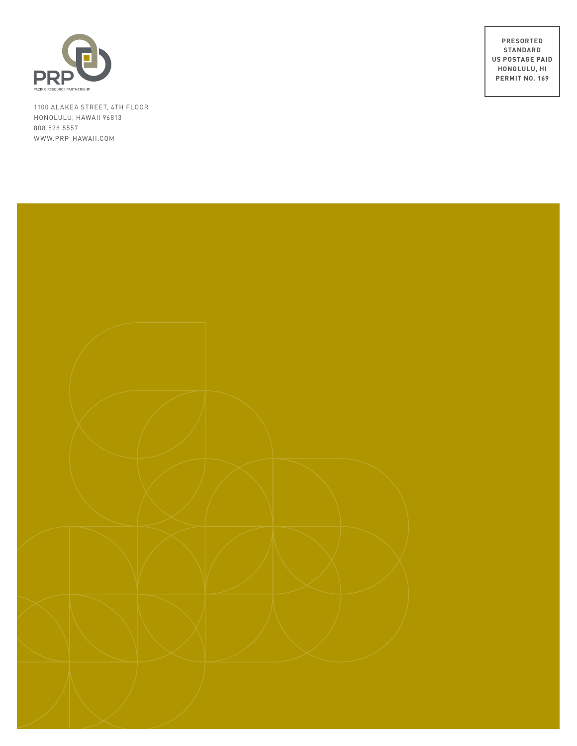PRP

PACIFIC RESOURCE PARTNERSHIP

1100 ALAKEA STREET, 4TH FLOOR
HONOLULU, HAWAII 96813
808.528.5557
WWW.PRP-HAWAII.COM

PRESORTED
STANDARD
US POSTAGE PAID
HONOLULU, HI
PERMIT NO. 169